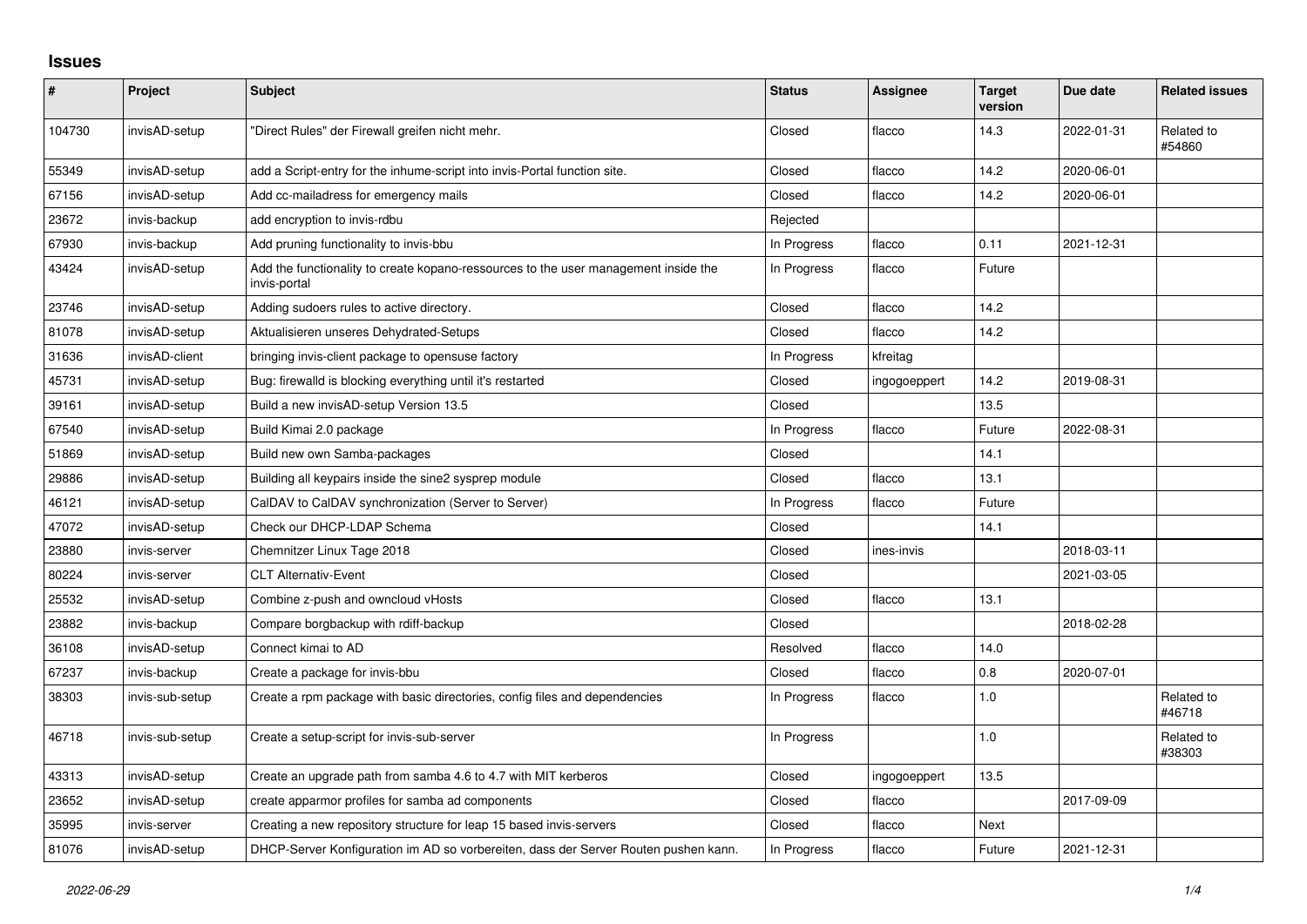## Issues

| # | Project | Subject | Status | Assignee | Target version | Due date | Related issues |
|---|---|---|---|---|---|---|---|
| 104730 | invisAD-setup | "Direct Rules" der Firewall greifen nicht mehr. | Closed | flacco | 14.3 | 2022-01-31 | Related to #54860 |
| 55349 | invisAD-setup | add a Script-entry for the inhume-script into invis-Portal function site. | Closed | flacco | 14.2 | 2020-06-01 | |
| 67156 | invisAD-setup | Add cc-mailadress for emergency mails | Closed | flacco | 14.2 | 2020-06-01 | |
| 23672 | invis-backup | add encryption to invis-rdbu | Rejected | | | | |
| 67930 | invis-backup | Add pruning functionality to invis-bbu | In Progress | flacco | 0.11 | 2021-12-31 | |
| 43424 | invisAD-setup | Add the functionality to create kopano-ressources to the user management inside the invis-portal | In Progress | flacco | Future | | |
| 23746 | invisAD-setup | Adding sudoers rules to active directory. | Closed | flacco | 14.2 | | |
| 81078 | invisAD-setup | Aktualisieren unseres Dehydrated-Setups | Closed | flacco | 14.2 | | |
| 31636 | invisAD-client | bringing invis-client package to opensuse factory | In Progress | kfreitag | | | |
| 45731 | invisAD-setup | Bug: firewalld is blocking everything until it's restarted | Closed | ingogoeppert | 14.2 | 2019-08-31 | |
| 39161 | invisAD-setup | Build a new invisAD-setup Version 13.5 | Closed | | 13.5 | | |
| 67540 | invisAD-setup | Build Kimai 2.0 package | In Progress | flacco | Future | 2022-08-31 | |
| 51869 | invisAD-setup | Build new own Samba-packages | Closed | | 14.1 | | |
| 29886 | invisAD-setup | Building all keypairs inside the sine2 sysprep module | Closed | flacco | 13.1 | | |
| 46121 | invisAD-setup | CalDAV to CalDAV synchronization (Server to Server) | In Progress | flacco | Future | | |
| 47072 | invisAD-setup | Check our DHCP-LDAP Schema | Closed | | 14.1 | | |
| 23880 | invis-server | Chemnitzer Linux Tage 2018 | Closed | ines-invis | | 2018-03-11 | |
| 80224 | invis-server | CLT Alternativ-Event | Closed | | | 2021-03-05 | |
| 25532 | invisAD-setup | Combine z-push and owncloud vHosts | Closed | flacco | 13.1 | | |
| 23882 | invis-backup | Compare borgbackup with rdiff-backup | Closed | | | 2018-02-28 | |
| 36108 | invisAD-setup | Connect kimai to AD | Resolved | flacco | 14.0 | | |
| 67237 | invis-backup | Create a package for invis-bbu | Closed | flacco | 0.8 | 2020-07-01 | |
| 38303 | invis-sub-setup | Create a rpm package with basic directories, config files and dependencies | In Progress | flacco | 1.0 | | Related to #46718 |
| 46718 | invis-sub-setup | Create a setup-script for invis-sub-server | In Progress | | 1.0 | | Related to #38303 |
| 43313 | invisAD-setup | Create an upgrade path from samba 4.6 to 4.7 with MIT kerberos | Closed | ingogoeppert | 13.5 | | |
| 23652 | invisAD-setup | create apparmor profiles for samba ad components | Closed | flacco | | 2017-09-09 | |
| 35995 | invis-server | Creating a new repository structure for leap 15 based invis-servers | Closed | flacco | Next | | |
| 81076 | invisAD-setup | DHCP-Server Konfiguration im AD so vorbereiten, dass der Server Routen pushen kann. | In Progress | flacco | Future | 2021-12-31 | |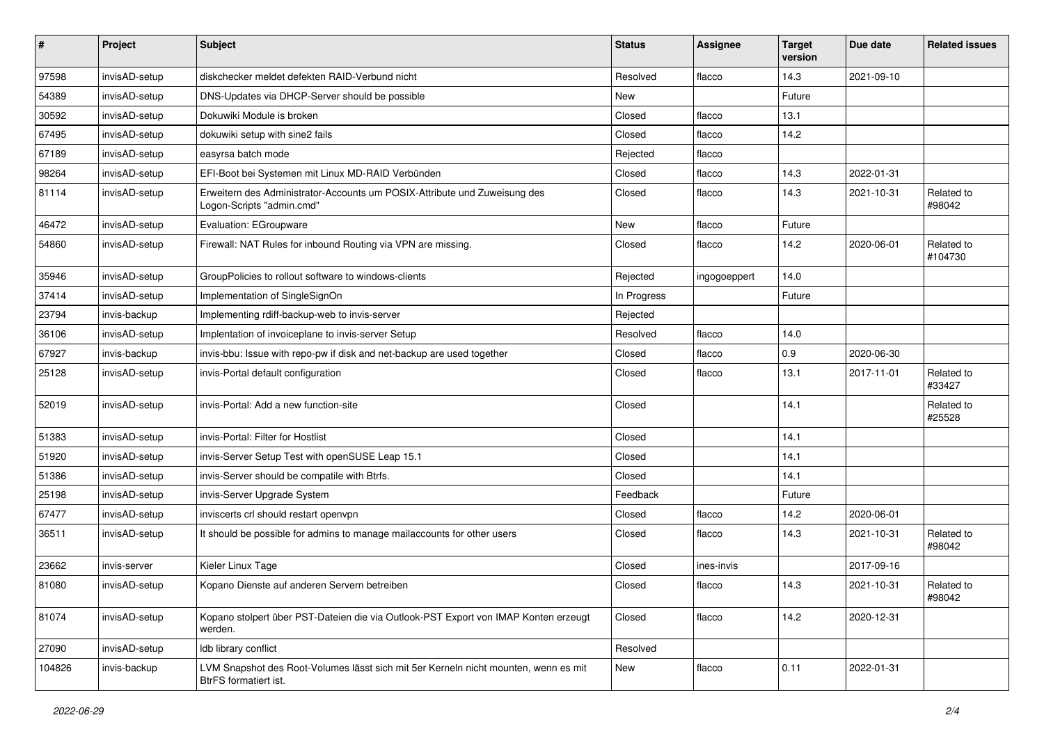| # | Project | Subject | Status | Assignee | Target version | Due date | Related issues |
|---|---|---|---|---|---|---|---|
| 97598 | invisAD-setup | diskchecker meldet defekten RAID-Verbund nicht | Resolved | flacco | 14.3 | 2021-09-10 | |
| 54389 | invisAD-setup | DNS-Updates via DHCP-Server should be possible | New | | Future | | |
| 30592 | invisAD-setup | Dokuwiki Module is broken | Closed | flacco | 13.1 | | |
| 67495 | invisAD-setup | dokuwiki setup with sine2 fails | Closed | flacco | 14.2 | | |
| 67189 | invisAD-setup | easyrsa batch mode | Rejected | flacco | | | |
| 98264 | invisAD-setup | EFI-Boot bei Systemen mit Linux MD-RAID Verbünden | Closed | flacco | 14.3 | 2022-01-31 | |
| 81114 | invisAD-setup | Erweitern des Administrator-Accounts um POSIX-Attribute und Zuweisung des Logon-Scripts "admin.cmd" | Closed | flacco | 14.3 | 2021-10-31 | Related to #98042 |
| 46472 | invisAD-setup | Evaluation: EGroupware | New | flacco | Future | | |
| 54860 | invisAD-setup | Firewall: NAT Rules for inbound Routing via VPN are missing. | Closed | flacco | 14.2 | 2020-06-01 | Related to #104730 |
| 35946 | invisAD-setup | GroupPolicies to rollout software to windows-clients | Rejected | ingogoeppert | 14.0 | | |
| 37414 | invisAD-setup | Implementation of SingleSignOn | In Progress | | Future | | |
| 23794 | invis-backup | Implementing rdiff-backup-web to invis-server | Rejected | | | | |
| 36106 | invisAD-setup | Implentation of invoiceplane to invis-server Setup | Resolved | flacco | 14.0 | | |
| 67927 | invis-backup | invis-bbu: Issue with repo-pw if disk and net-backup are used together | Closed | flacco | 0.9 | 2020-06-30 | |
| 25128 | invisAD-setup | invis-Portal default configuration | Closed | flacco | 13.1 | 2017-11-01 | Related to #33427 |
| 52019 | invisAD-setup | invis-Portal: Add a new function-site | Closed | | 14.1 | | Related to #25528 |
| 51383 | invisAD-setup | invis-Portal: Filter for Hostlist | Closed | | 14.1 | | |
| 51920 | invisAD-setup | invis-Server Setup Test with openSUSE Leap 15.1 | Closed | | 14.1 | | |
| 51386 | invisAD-setup | invis-Server should be compatile with Btrfs. | Closed | | 14.1 | | |
| 25198 | invisAD-setup | invis-Server Upgrade System | Feedback | | Future | | |
| 67477 | invisAD-setup | inviscerts crl should restart openvpn | Closed | flacco | 14.2 | 2020-06-01 | |
| 36511 | invisAD-setup | It should be possible for admins to manage mailaccounts for other users | Closed | flacco | 14.3 | 2021-10-31 | Related to #98042 |
| 23662 | invis-server | Kieler Linux Tage | Closed | ines-invis | | 2017-09-16 | |
| 81080 | invisAD-setup | Kopano Dienste auf anderen Servern betreiben | Closed | flacco | 14.3 | 2021-10-31 | Related to #98042 |
| 81074 | invisAD-setup | Kopano stolpert über PST-Dateien die via Outlook-PST Export von IMAP Konten erzeugt werden. | Closed | flacco | 14.2 | 2020-12-31 | |
| 27090 | invisAD-setup | ldb library conflict | Resolved | | | | |
| 104826 | invis-backup | LVM Snapshot des Root-Volumes lässt sich mit 5er Kerneln nicht mounten, wenn es mit BtrFS formatiert ist. | New | flacco | 0.11 | 2022-01-31 | |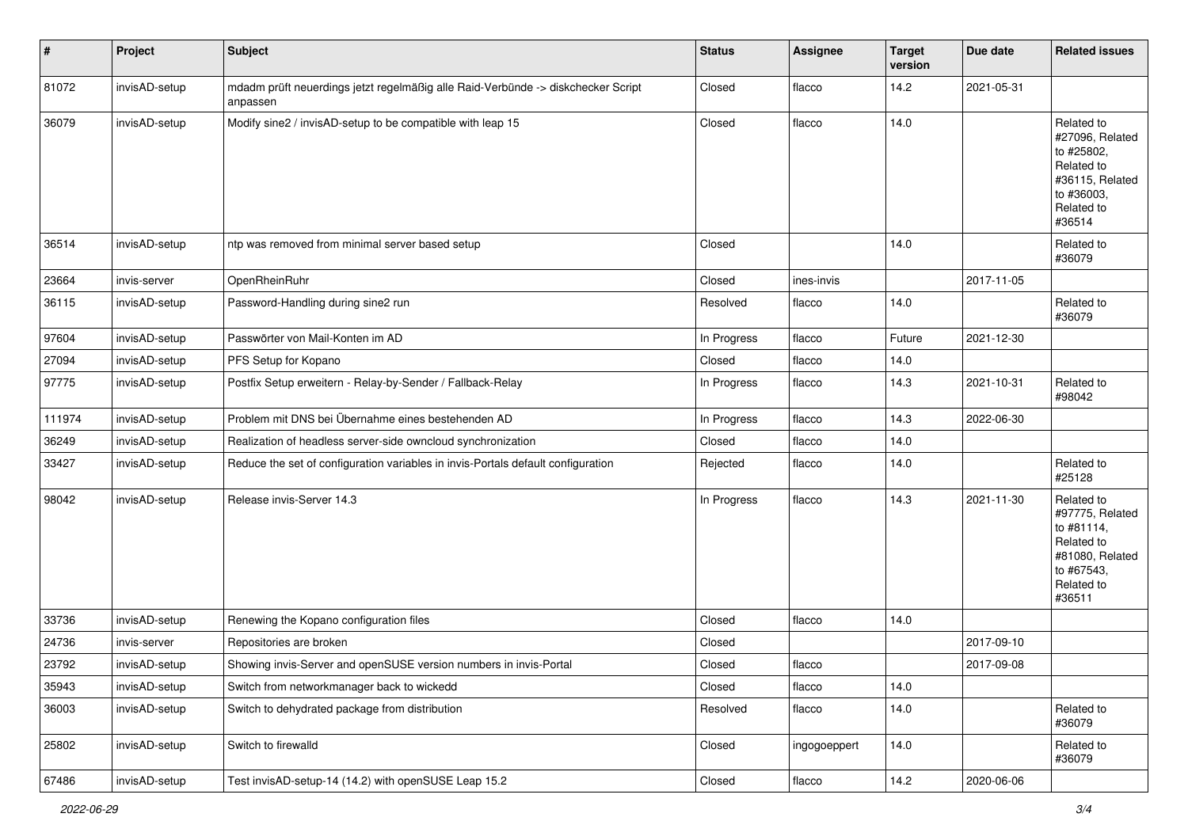| # | Project | Subject | Status | Assignee | Target version | Due date | Related issues |
|---|---|---|---|---|---|---|---|
| 81072 | invisAD-setup | mdadm prüft neuerdings jetzt regelmäßig alle Raid-Verbünde -> diskchecker Script anpassen | Closed | flacco | 14.2 | 2021-05-31 | |
| 36079 | invisAD-setup | Modify sine2 / invisAD-setup to be compatible with leap 15 | Closed | flacco | 14.0 | | Related to #27096, Related to #25802, Related to #36115, Related to #36003, Related to #36514 |
| 36514 | invisAD-setup | ntp was removed from minimal server based setup | Closed | | 14.0 | | Related to #36079 |
| 23664 | invis-server | OpenRheinRuhr | Closed | ines-invis | | 2017-11-05 | |
| 36115 | invisAD-setup | Password-Handling during sine2 run | Resolved | flacco | 14.0 | | Related to #36079 |
| 97604 | invisAD-setup | Passwörter von Mail-Konten im AD | In Progress | flacco | Future | 2021-12-30 | |
| 27094 | invisAD-setup | PFS Setup for Kopano | Closed | flacco | 14.0 | | |
| 97775 | invisAD-setup | Postfix Setup erweitern - Relay-by-Sender / Fallback-Relay | In Progress | flacco | 14.3 | 2021-10-31 | Related to #98042 |
| 111974 | invisAD-setup | Problem mit DNS bei Übernahme eines bestehenden AD | In Progress | flacco | 14.3 | 2022-06-30 | |
| 36249 | invisAD-setup | Realization of headless server-side owncloud synchronization | Closed | flacco | 14.0 | | |
| 33427 | invisAD-setup | Reduce the set of configuration variables in invis-Portals default configuration | Rejected | flacco | 14.0 | | Related to #25128 |
| 98042 | invisAD-setup | Release invis-Server 14.3 | In Progress | flacco | 14.3 | 2021-11-30 | Related to #97775, Related to #81114, Related to #81080, Related to #67543, Related to #36511 |
| 33736 | invisAD-setup | Renewing the Kopano configuration files | Closed | flacco | 14.0 | | |
| 24736 | invis-server | Repositories are broken | Closed | | | 2017-09-10 | |
| 23792 | invisAD-setup | Showing invis-Server and openSUSE version numbers in invis-Portal | Closed | flacco | | 2017-09-08 | |
| 35943 | invisAD-setup | Switch from networkmanager back to wickedd | Closed | flacco | 14.0 | | |
| 36003 | invisAD-setup | Switch to dehydrated package from distribution | Resolved | flacco | 14.0 | | Related to #36079 |
| 25802 | invisAD-setup | Switch to firewalld | Closed | ingogoeppert | 14.0 | | Related to #36079 |
| 67486 | invisAD-setup | Test invisAD-setup-14 (14.2) with openSUSE Leap 15.2 | Closed | flacco | 14.2 | 2020-06-06 | |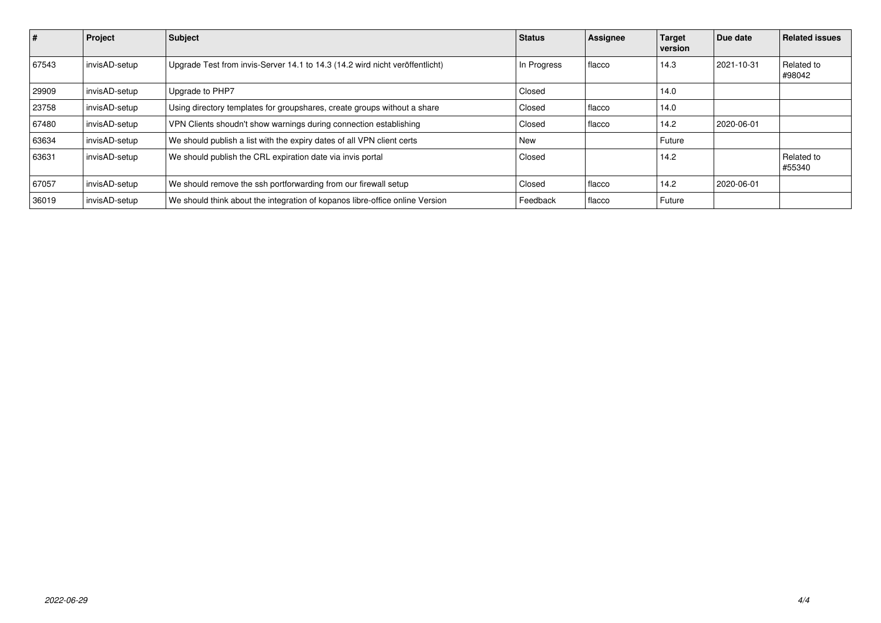| # | Project | Subject | Status | Assignee | Target version | Due date | Related issues |
|---|---|---|---|---|---|---|---|
| 67543 | invisAD-setup | Upgrade Test from invis-Server 14.1 to 14.3 (14.2 wird nicht veröffentlicht) | In Progress | flacco | 14.3 | 2021-10-31 | Related to #98042 |
| 29909 | invisAD-setup | Upgrade to PHP7 | Closed | | 14.0 | | |
| 23758 | invisAD-setup | Using directory templates for groupshares, create groups without a share | Closed | flacco | 14.0 | | |
| 67480 | invisAD-setup | VPN Clients shoudn't show warnings during connection establishing | Closed | flacco | 14.2 | 2020-06-01 | |
| 63634 | invisAD-setup | We should publish a list with the expiry dates of all VPN client certs | New | | Future | | |
| 63631 | invisAD-setup | We should publish the CRL expiration date via invis portal | Closed | | 14.2 | | Related to #55340 |
| 67057 | invisAD-setup | We should remove the ssh portforwarding from our firewall setup | Closed | flacco | 14.2 | 2020-06-01 | |
| 36019 | invisAD-setup | We should think about the integration of kopanos libre-office online Version | Feedback | flacco | Future | | |